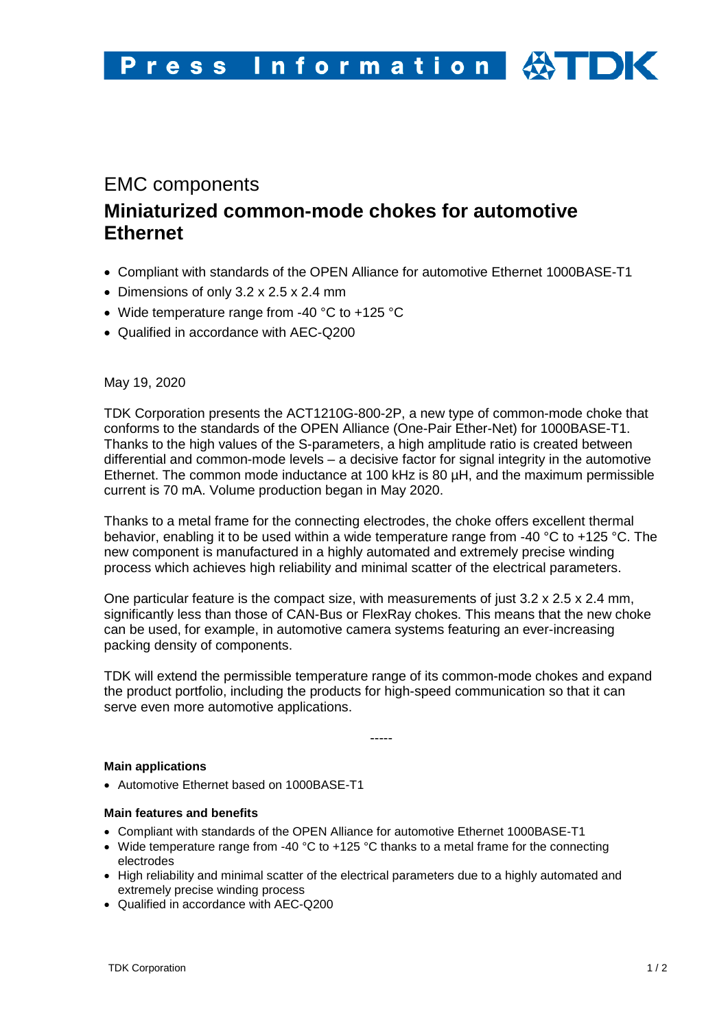Press Information TDK

EMC components

# Miniaturized common-mode chokes for automotive Ethernet

- Compliant with standards of the OPEN Alliance for automotive Ethernet 1000BASE-T1
- Dimensions of only 3.2 x 2.5 x 2.4 mm
- Wide temperature range from -40 °C to +125 °C
- Qualified in accordance with AEC-Q200

May 19, 2020

TDK Corporation presents the ACT1210G-800-2P, a new type of common-mode choke that conforms to the standards of the OPEN Alliance (One-Pair Ether-Net) for 1000BASE-T1. Thanks to the high values of the S-parameters, a high amplitude ratio is created between differential and common-mode levels – a decisive factor for signal integrity in the automotive Ethernet. The common mode inductance at 100 kHz is 80 µH, and the maximum permissible current is 70 mA. Volume production began in May 2020.

Thanks to a metal frame for the connecting electrodes, the choke offers excellent thermal behavior, enabling it to be used within a wide temperature range from -40 °C to +125 °C. The new component is manufactured in a highly automated and extremely precise winding process which achieves high reliability and minimal scatter of the electrical parameters.

One particular feature is the compact size, with measurements of just 3.2 x 2.5 x 2.4 mm, significantly less than those of CAN-Bus or FlexRay chokes. This means that the new choke can be used, for example, in automotive camera systems featuring an ever-increasing packing density of components.

TDK will extend the permissible temperature range of its common-mode chokes and expand the product portfolio, including the products for high-speed communication so that it can serve even more automotive applications.

-----

**Main applications**

- Automotive Ethernet based on 1000BASE-T1

**Main features and benefits**

- Compliant with standards of the OPEN Alliance for automotive Ethernet 1000BASE-T1
- Wide temperature range from -40 °C to +125 °C thanks to a metal frame for the connecting electrodes
- High reliability and minimal scatter of the electrical parameters due to a highly automated and extremely precise winding process
- Qualified in accordance with AEC-Q200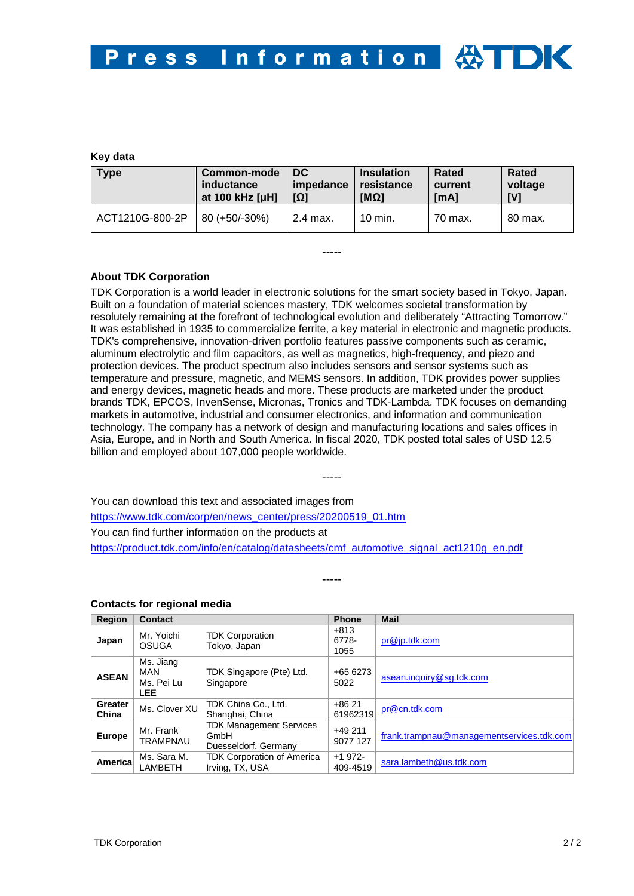**Key data**

| Type | Common-mode inductance at 100 kHz [µH] | DC impedance [Ω] | Insulation resistance [MΩ] | Rated current [mA] | Rated voltage [V] |
|---|---|---|---|---|---|
| ACT1210G-800-2P | 80 (+50/-30%) | 2.4 max. | 10 min. | 70 max. | 80 max. |

-----

**About TDK Corporation**

TDK Corporation is a world leader in electronic solutions for the smart society based in Tokyo, Japan. Built on a foundation of material sciences mastery, TDK welcomes societal transformation by resolutely remaining at the forefront of technological evolution and deliberately "Attracting Tomorrow." It was established in 1935 to commercialize ferrite, a key material in electronic and magnetic products. TDK's comprehensive, innovation-driven portfolio features passive components such as ceramic, aluminum electrolytic and film capacitors, as well as magnetics, high-frequency, and piezo and protection devices. The product spectrum also includes sensors and sensor systems such as temperature and pressure, magnetic, and MEMS sensors. In addition, TDK provides power supplies and energy devices, magnetic heads and more. These products are marketed under the product brands TDK, EPCOS, InvenSense, Micronas, Tronics and TDK-Lambda. TDK focuses on demanding markets in automotive, industrial and consumer electronics, and information and communication technology. The company has a network of design and manufacturing locations and sales offices in Asia, Europe, and in North and South America. In fiscal 2020, TDK posted total sales of USD 12.5 billion and employed about 107,000 people worldwide.

-----

You can download this text and associated images from
https://www.tdk.com/corp/en/news_center/press/20200519_01.htm
You can find further information on the products at
https://product.tdk.com/info/en/catalog/datasheets/cmf_automotive_signal_act1210g_en.pdf

-----

**Contacts for regional media**

| Region | Contact | | Phone | Mail |
|---|---|---|---|---|
| **Japan** | Mr. Yoichi OSUGA | TDK Corporation Tokyo, Japan | +813 6778-1055 | pr@jp.tdk.com |
| **ASEAN** | Ms. Jiang MAN Ms. Pei Lu LEE | TDK Singapore (Pte) Ltd. Singapore | +65 6273 5022 | asean.inquiry@sg.tdk.com |
| **Greater China** | Ms. Clover XU | TDK China Co., Ltd. Shanghai, China | +86 21 61962319 | pr@cn.tdk.com |
| **Europe** | Mr. Frank TRAMPNAU | TDK Management Services GmbH Duesseldorf, Germany | +49 211 9077 127 | frank.trampnau@managementservices.tdk.com |
| **America** | Ms. Sara M. LAMBETH | TDK Corporation of America Irving, TX, USA | +1 972-409-4519 | sara.lambeth@us.tdk.com |